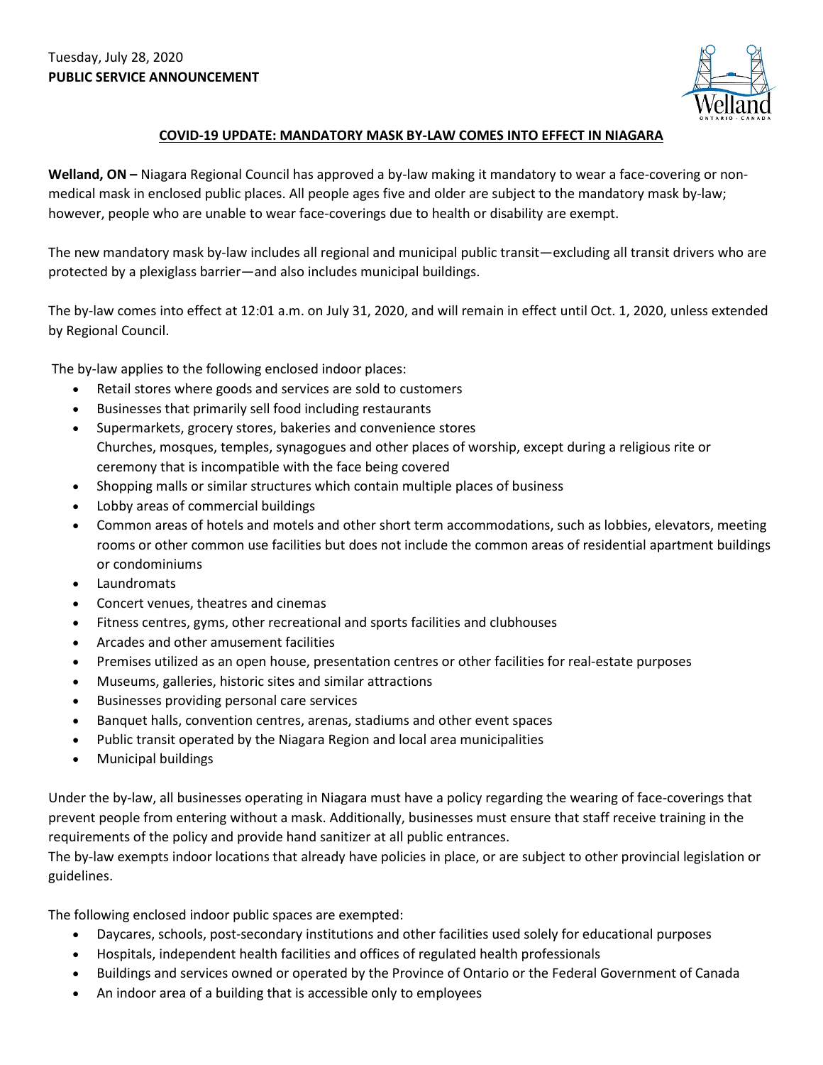Tuesday, July 28, 2020
**PUBLIC SERVICE ANNOUNCEMENT**

## COVID-19 UPDATE: MANDATORY MASK BY-LAW COMES INTO EFFECT IN NIAGARA

**Welland, ON –** Niagara Regional Council has approved a by-law making it mandatory to wear a face-covering or non-medical mask in enclosed public places. All people ages five and older are subject to the mandatory mask by-law; however, people who are unable to wear face-coverings due to health or disability are exempt.

The new mandatory mask by-law includes all regional and municipal public transit—excluding all transit drivers who are protected by a plexiglass barrier—and also includes municipal buildings.

The by-law comes into effect at 12:01 a.m. on July 31, 2020, and will remain in effect until Oct. 1, 2020, unless extended by Regional Council.

The by-law applies to the following enclosed indoor places:

- Retail stores where goods and services are sold to customers
- Businesses that primarily sell food including restaurants
- Supermarkets, grocery stores, bakeries and convenience stores
  Churches, mosques, temples, synagogues and other places of worship, except during a religious rite or ceremony that is incompatible with the face being covered
- Shopping malls or similar structures which contain multiple places of business
- Lobby areas of commercial buildings
- Common areas of hotels and motels and other short term accommodations, such as lobbies, elevators, meeting rooms or other common use facilities but does not include the common areas of residential apartment buildings or condominiums
- Laundromats
- Concert venues, theatres and cinemas
- Fitness centres, gyms, other recreational and sports facilities and clubhouses
- Arcades and other amusement facilities
- Premises utilized as an open house, presentation centres or other facilities for real-estate purposes
- Museums, galleries, historic sites and similar attractions
- Businesses providing personal care services
- Banquet halls, convention centres, arenas, stadiums and other event spaces
- Public transit operated by the Niagara Region and local area municipalities
- Municipal buildings

Under the by-law, all businesses operating in Niagara must have a policy regarding the wearing of face-coverings that prevent people from entering without a mask. Additionally, businesses must ensure that staff receive training in the requirements of the policy and provide hand sanitizer at all public entrances.
The by-law exempts indoor locations that already have policies in place, or are subject to other provincial legislation or guidelines.

The following enclosed indoor public spaces are exempted:

- Daycares, schools, post-secondary institutions and other facilities used solely for educational purposes
- Hospitals, independent health facilities and offices of regulated health professionals
- Buildings and services owned or operated by the Province of Ontario or the Federal Government of Canada
- An indoor area of a building that is accessible only to employees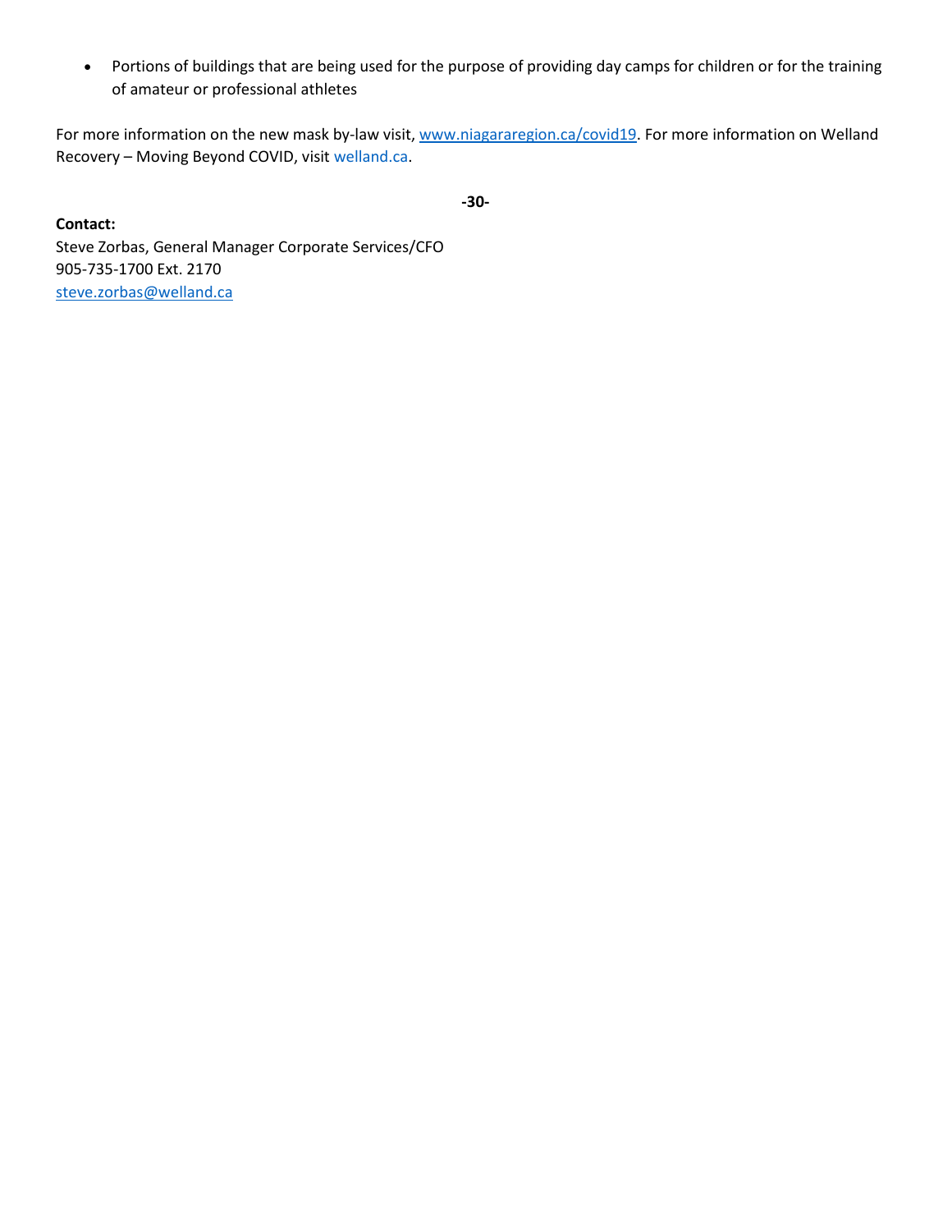- Portions of buildings that are being used for the purpose of providing day camps for children or for the training of amateur or professional athletes

For more information on the new mask by-law visit, [www.niagararegion.ca/covid19](www.niagararegion.ca/covid19). For more information on Welland Recovery – Moving Beyond COVID, visit welland.ca.

**-30-**

**Contact:**
Steve Zorbas, General Manager Corporate Services/CFO
905-735-1700 Ext. 2170
[steve.zorbas@welland.ca](mailto:steve.zorbas@welland.ca)